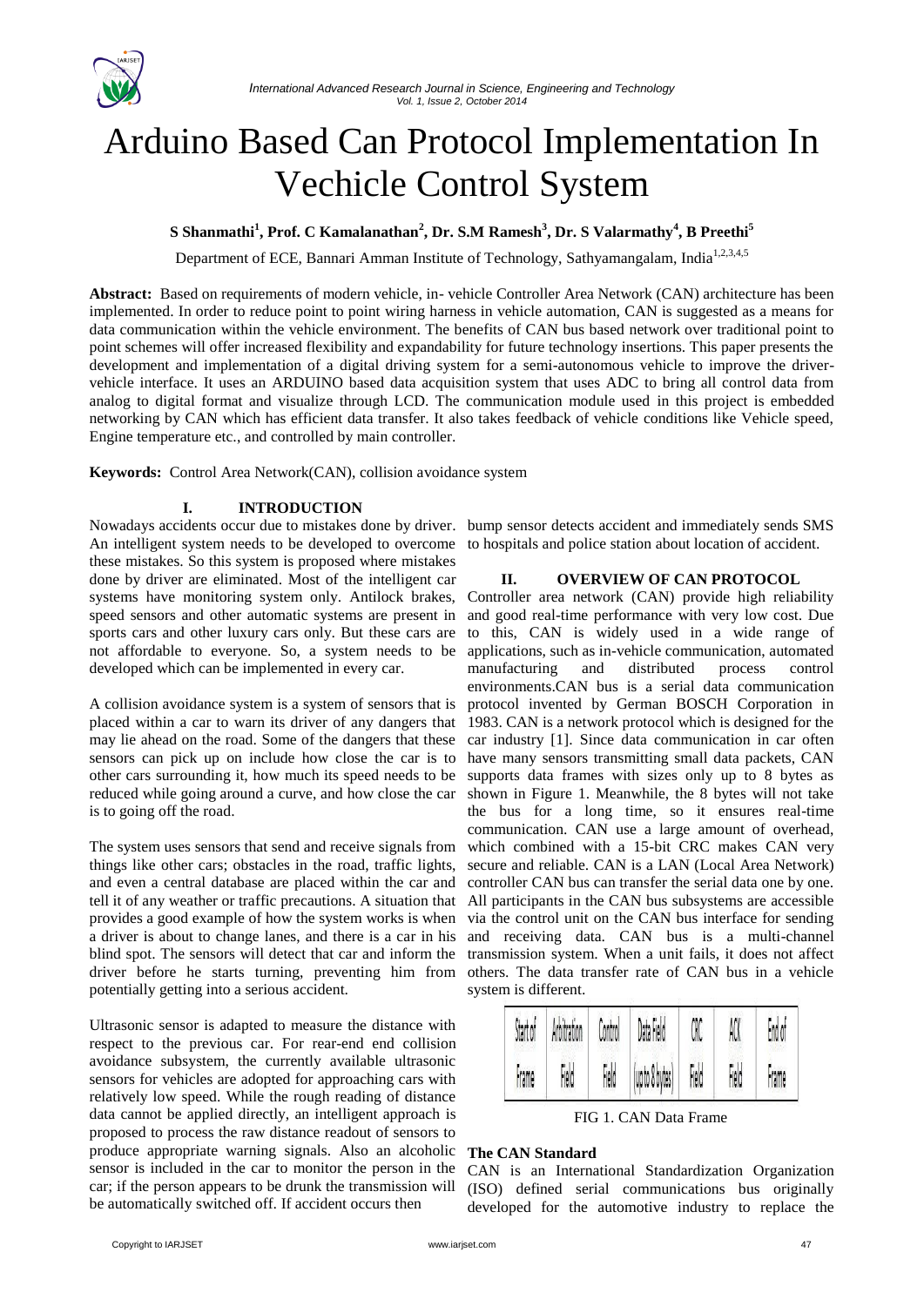# Arduino Based Can Protocol Implementation In Vechicle Control System

**S Shanmathi[1], Prof. C Kamalanathan[2], Dr. S.M Ramesh[3], Dr. S Valarmathy[4], B Preethi[5]**

Department of ECE, Bannari Amman Institute of Technology, Sathyamangalam, India[1,2,3,4,5]

**Abstract:** Based on requirements of modern vehicle, in- vehicle Controller Area Network (CAN) architecture has been implemented. In order to reduce point to point wiring harness in vehicle automation, CAN is suggested as a means for data communication within the vehicle environment. The benefits of CAN bus based network over traditional point to point schemes will offer increased flexibility and expandability for future technology insertions. This paper presents the development and implementation of a digital driving system for a semi-autonomous vehicle to improve the driver-vehicle interface. It uses an ARDUINO based data acquisition system that uses ADC to bring all control data from analog to digital format and visualize through LCD. The communication module used in this project is embedded networking by CAN which has efficient data transfer. It also takes feedback of vehicle conditions like Vehicle speed, Engine temperature etc., and controlled by main controller.

**Keywords:** Control Area Network(CAN), collision avoidance system

## I. INTRODUCTION

Nowadays accidents occur due to mistakes done by driver. An intelligent system needs to be developed to overcome these mistakes. So this system is proposed where mistakes done by driver are eliminated. Most of the intelligent car systems have monitoring system only. Antilock brakes, speed sensors and other automatic systems are present in sports cars and other luxury cars only. But these cars are not affordable to everyone. So, a system needs to be developed which can be implemented in every car.

A collision avoidance system is a system of sensors that is placed within a car to warn its driver of any dangers that may lie ahead on the road. Some of the dangers that these sensors can pick up on include how close the car is to other cars surrounding it, how much its speed needs to be reduced while going around a curve, and how close the car is to going off the road.

The system uses sensors that send and receive signals from things like other cars; obstacles in the road, traffic lights, and even a central database are placed within the car and tell it of any weather or traffic precautions. A situation that provides a good example of how the system works is when a driver is about to change lanes, and there is a car in his blind spot. The sensors will detect that car and inform the driver before he starts turning, preventing him from potentially getting into a serious accident.

Ultrasonic sensor is adapted to measure the distance with respect to the previous car. For rear-end end collision avoidance subsystem, the currently available ultrasonic sensors for vehicles are adopted for approaching cars with relatively low speed. While the rough reading of distance data cannot be applied directly, an intelligent approach is proposed to process the raw distance readout of sensors to produce appropriate warning signals. Also an alcoholic sensor is included in the car to monitor the person in the car; if the person appears to be drunk the transmission will be automatically switched off. If accident occurs then bump sensor detects accident and immediately sends SMS to hospitals and police station about location of accident.

## II. OVERVIEW OF CAN PROTOCOL

Controller area network (CAN) provide high reliability and good real-time performance with very low cost. Due to this, CAN is widely used in a wide range of applications, such as in-vehicle communication, automated manufacturing and distributed process control environments.CAN bus is a serial data communication protocol invented by German BOSCH Corporation in 1983. CAN is a network protocol which is designed for the car industry [1]. Since data communication in car often have many sensors transmitting small data packets, CAN supports data frames with sizes only up to 8 bytes as shown in Figure 1. Meanwhile, the 8 bytes will not take the bus for a long time, so it ensures real-time communication. CAN use a large amount of overhead, which combined with a 15-bit CRC makes CAN very secure and reliable. CAN is a LAN (Local Area Network) controller CAN bus can transfer the serial data one by one. All participants in the CAN bus subsystems are accessible via the control unit on the CAN bus interface for sending and receiving data. CAN bus is a multi-channel transmission system. When a unit fails, it does not affect others. The data transfer rate of CAN bus in a vehicle system is different.

| Start of Frame | Arbitration Field | Control Field | Data Field (up to 8 bytes) | CRC Field | ACK Field | End of Frame |
|---|---|---|---|---|---|---|

FIG 1. CAN Data Frame

### The CAN Standard

CAN is an International Standardization Organization (ISO) defined serial communications bus originally developed for the automotive industry to replace the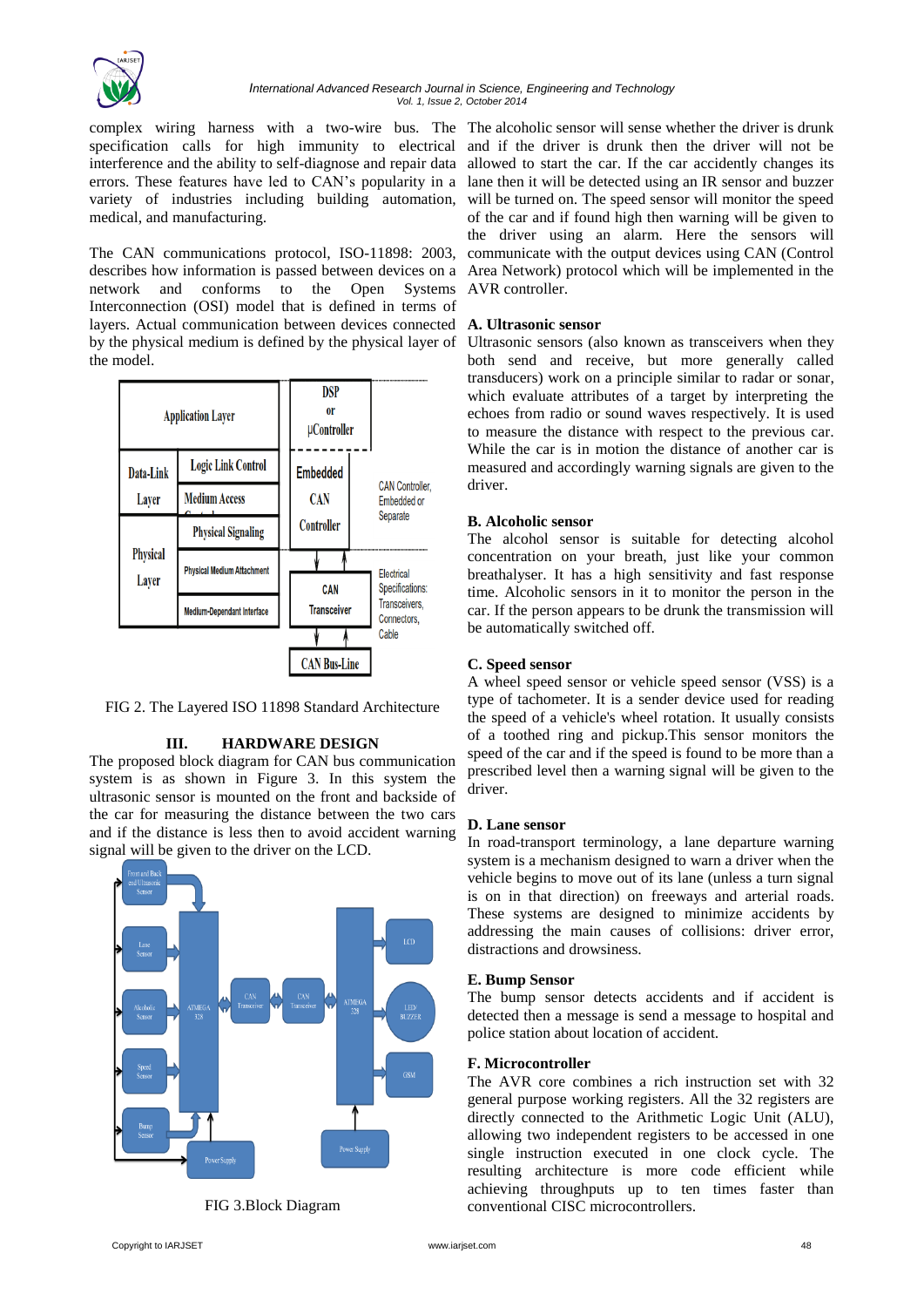complex wiring harness with a two-wire bus. The specification calls for high immunity to electrical interference and the ability to self-diagnose and repair data errors. These features have led to CAN's popularity in a variety of industries including building automation, medical, and manufacturing.

The CAN communications protocol, ISO-11898: 2003, describes how information is passed between devices on a network and conforms to the Open Systems Interconnection (OSI) model that is defined in terms of layers. Actual communication between devices connected by the physical medium is defined by the physical layer of the model.

FIG 2. The Layered ISO 11898 Standard Architecture

## III. HARDWARE DESIGN

The proposed block diagram for CAN bus communication system is as shown in Figure 3. In this system the ultrasonic sensor is mounted on the front and backside of the car for measuring the distance between the two cars and if the distance is less then to avoid accident warning signal will be given to the driver on the LCD.

FIG 3.Block Diagram

The alcoholic sensor will sense whether the driver is drunk and if the driver is drunk then the driver will not be allowed to start the car. If the car accidently changes its lane then it will be detected using an IR sensor and buzzer will be turned on. The speed sensor will monitor the speed of the car and if found high then warning will be given to the driver using an alarm. Here the sensors will communicate with the output devices using CAN (Control Area Network) protocol which will be implemented in the AVR controller.

### A. Ultrasonic sensor

Ultrasonic sensors (also known as transceivers when they both send and receive, but more generally called transducers) work on a principle similar to radar or sonar, which evaluate attributes of a target by interpreting the echoes from radio or sound waves respectively. It is used to measure the distance with respect to the previous car. While the car is in motion the distance of another car is measured and accordingly warning signals are given to the driver.

### B. Alcoholic sensor

The alcohol sensor is suitable for detecting alcohol concentration on your breath, just like your common breathalyser. It has a high sensitivity and fast response time. Alcoholic sensors in it to monitor the person in the car. If the person appears to be drunk the transmission will be automatically switched off.

### C. Speed sensor

A wheel speed sensor or vehicle speed sensor (VSS) is a type of tachometer. It is a sender device used for reading the speed of a vehicle's wheel rotation. It usually consists of a toothed ring and pickup.This sensor monitors the speed of the car and if the speed is found to be more than a prescribed level then a warning signal will be given to the driver.

### D. Lane sensor

In road-transport terminology, a lane departure warning system is a mechanism designed to warn a driver when the vehicle begins to move out of its lane (unless a turn signal is on in that direction) on freeways and arterial roads. These systems are designed to minimize accidents by addressing the main causes of collisions: driver error, distractions and drowsiness.

### E. Bump Sensor

The bump sensor detects accidents and if accident is detected then a message is send a message to hospital and police station about location of accident.

### F. Microcontroller

The AVR core combines a rich instruction set with 32 general purpose working registers. All the 32 registers are directly connected to the Arithmetic Logic Unit (ALU), allowing two independent registers to be accessed in one single instruction executed in one clock cycle. The resulting architecture is more code efficient while achieving throughputs up to ten times faster than conventional CISC microcontrollers.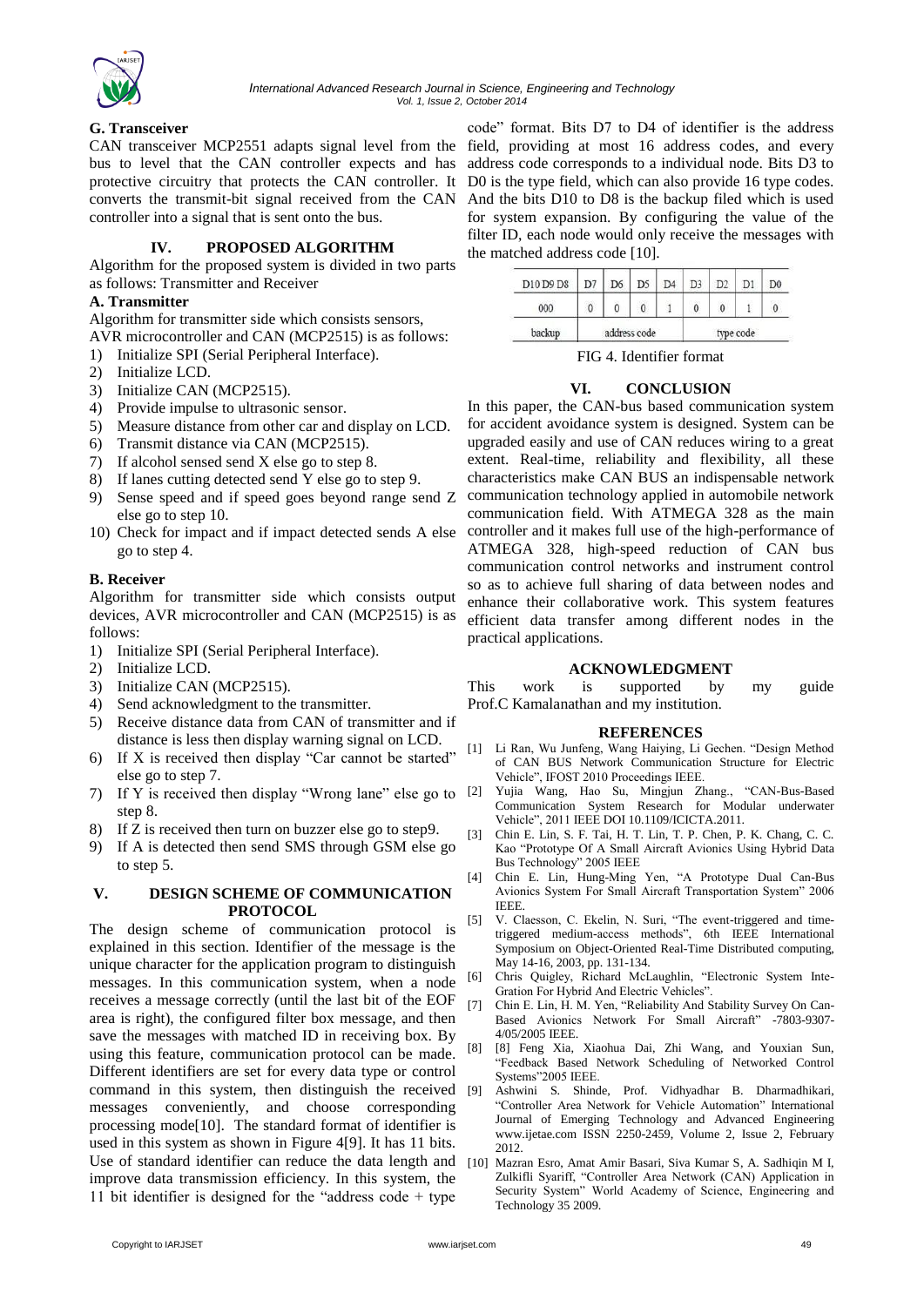### G. Transceiver

CAN transceiver MCP2551 adapts signal level from the bus to level that the CAN controller expects and has protective circuitry that protects the CAN controller. It converts the transmit-bit signal received from the CAN controller into a signal that is sent onto the bus.

## IV. PROPOSED ALGORITHM

Algorithm for the proposed system is divided in two parts as follows: Transmitter and Receiver

### A. Transmitter

Algorithm for transmitter side which consists sensors, AVR microcontroller and CAN (MCP2515) is as follows:

1) Initialize SPI (Serial Peripheral Interface).
2) Initialize LCD.
3) Initialize CAN (MCP2515).
4) Provide impulse to ultrasonic sensor.
5) Measure distance from other car and display on LCD.
6) Transmit distance via CAN (MCP2515).
7) If alcohol sensed send X else go to step 8.
8) If lanes cutting detected send Y else go to step 9.
9) Sense speed and if speed goes beyond range send Z else go to step 10.
10) Check for impact and if impact detected sends A else go to step 4.

### B. Receiver

Algorithm for transmitter side which consists output devices, AVR microcontroller and CAN (MCP2515) is as follows:

1) Initialize SPI (Serial Peripheral Interface).
2) Initialize LCD.
3) Initialize CAN (MCP2515).
4) Send acknowledgment to the transmitter.
5) Receive distance data from CAN of transmitter and if distance is less then display warning signal on LCD.
6) If X is received then display "Car cannot be started" else go to step 7.
7) If Y is received then display "Wrong lane" else go to step 8.
8) If Z is received then turn on buzzer else go to step9.
9) If A is detected then send SMS through GSM else go to step 5.

## V. DESIGN SCHEME OF COMMUNICATION PROTOCOL

The design scheme of communication protocol is explained in this section. Identifier of the message is the unique character for the application program to distinguish messages. In this communication system, when a node receives a message correctly (until the last bit of the EOF area is right), the configured filter box message, and then save the messages with matched ID in receiving box. By using this feature, communication protocol can be made. Different identifiers are set for every data type or control command in this system, then distinguish the received messages conveniently, and choose corresponding processing mode[10]. The standard format of identifier is used in this system as shown in Figure 4[9]. It has 11 bits. Use of standard identifier can reduce the data length and improve data transmission efficiency. In this system, the 11 bit identifier is designed for the "address code + type code" format. Bits D7 to D4 of identifier is the address field, providing at most 16 address codes, and every address code corresponds to a individual node. Bits D3 to D0 is the type field, which can also provide 16 type codes. And the bits D10 to D8 is the backup filed which is used for system expansion. By configuring the value of the filter ID, each node would only receive the messages with the matched address code [10].

| D10 D9 D8 | D7 | D6 | D5 | D4 | D3 | D2 | D1 | D0 |
|---|---|---|---|---|---|---|---|---|
| 000 | 0 | 0 | 0 | 1 | 0 | 0 | 1 | 0 |
| backup | address code | | | | type code | | | |

FIG 4. Identifier format

## VI. CONCLUSION

In this paper, the CAN-bus based communication system for accident avoidance system is designed. System can be upgraded easily and use of CAN reduces wiring to a great extent. Real-time, reliability and flexibility, all these characteristics make CAN BUS an indispensable network communication technology applied in automobile network communication field. With ATMEGA 328 as the main controller and it makes full use of the high-performance of ATMEGA 328, high-speed reduction of CAN bus communication control networks and instrument control so as to achieve full sharing of data between nodes and enhance their collaborative work. This system features efficient data transfer among different nodes in the practical applications.

## ACKNOWLEDGMENT

This work is supported by my guide Prof.C Kamalanathan and my institution.

## REFERENCES

[1] Li Ran, Wu Junfeng, Wang Haiying, Li Gechen. "Design Method of CAN BUS Network Communication Structure for Electric Vehicle", IFOST 2010 Proceedings IEEE.

[2] Yujia Wang, Hao Su, Mingjun Zhang., "CAN-Bus-Based Communication System Research for Modular underwater Vehicle", 2011 IEEE DOI 10.1109/ICICTA.2011.

[3] Chin E. Lin, S. F. Tai, H. T. Lin, T. P. Chen, P. K. Chang, C. C. Kao "Prototype Of A Small Aircraft Avionics Using Hybrid Data Bus Technology" 2005 IEEE

[4] Chin E. Lin, Hung-Ming Yen, "A Prototype Dual Can-Bus Avionics System For Small Aircraft Transportation System" 2006 IEEE.

[5] V. Claesson, C. Ekelin, N. Suri, "The event-triggered and time-triggered medium-access methods", 6th IEEE International Symposium on Object-Oriented Real-Time Distributed computing, May 14-16, 2003, pp. 131-134.

[6] Chris Quigley, Richard McLaughlin, "Electronic System Inte-Gration For Hybrid And Electric Vehicles".

[7] Chin E. Lin, H. M. Yen, "Reliability And Stability Survey On Can-Based Avionics Network For Small Aircraft" -7803-9307-4/05/2005 IEEE.

[8] [8] Feng Xia, Xiaohua Dai, Zhi Wang, and Youxian Sun, "Feedback Based Network Scheduling of Networked Control Systems"2005 IEEE.

[9] Ashwini S. Shinde, Prof. Vidhyadhar B. Dharmadhikari, "Controller Area Network for Vehicle Automation" International Journal of Emerging Technology and Advanced Engineering www.ijetae.com ISSN 2250-2459, Volume 2, Issue 2, February 2012.

[10] Mazran Esro, Amat Amir Basari, Siva Kumar S, A. Sadhiqin M I, Zulkifli Syariff, "Controller Area Network (CAN) Application in Security System" World Academy of Science, Engineering and Technology 35 2009.